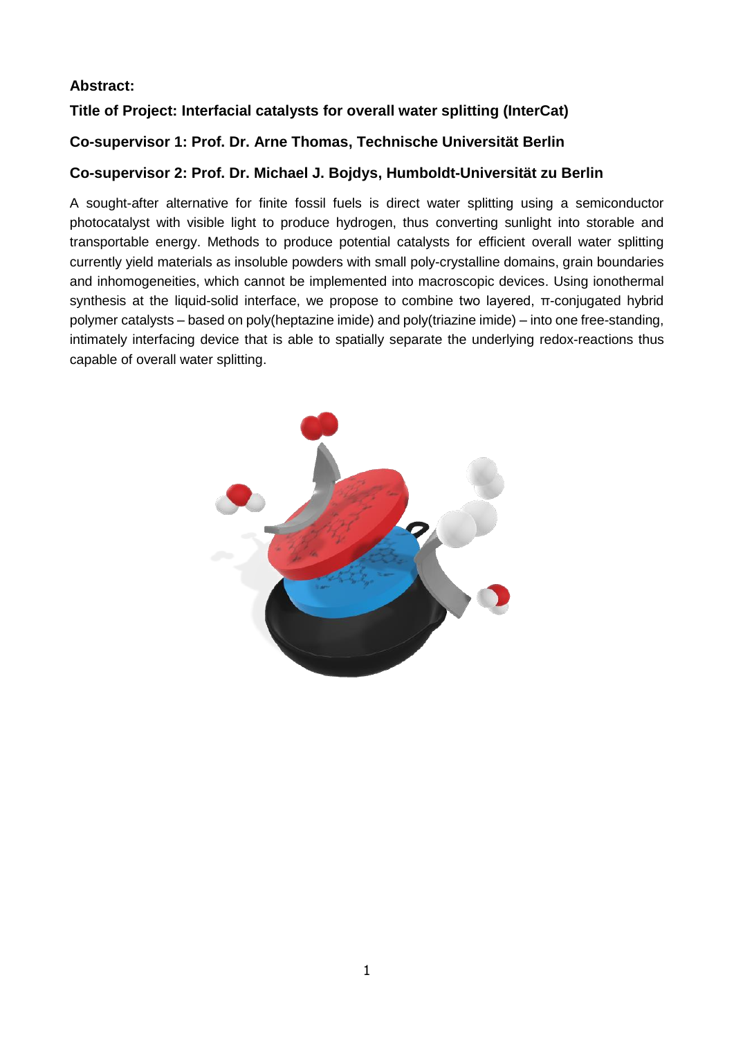**Abstract:**

**Title of Project: Interfacial catalysts for overall water splitting (InterCat)**

**Co-supervisor 1: Prof. Dr. Arne Thomas, Technische Universität Berlin**

**Co-supervisor 2: Prof. Dr. Michael J. Bojdys, Humboldt-Universität zu Berlin**

A sought-after alternative for finite fossil fuels is direct water splitting using a semiconductor photocatalyst with visible light to produce hydrogen, thus converting sunlight into storable and transportable energy. Methods to produce potential catalysts for efficient overall water splitting currently yield materials as insoluble powders with small poly-crystalline domains, grain boundaries and inhomogeneities, which cannot be implemented into macroscopic devices. Using ionothermal synthesis at the liquid-solid interface, we propose to combine two layered, π-conjugated hybrid polymer catalysts – based on poly(heptazine imide) and poly(triazine imide) – into one free-standing, intimately interfacing device that is able to spatially separate the underlying redox-reactions thus capable of overall water splitting.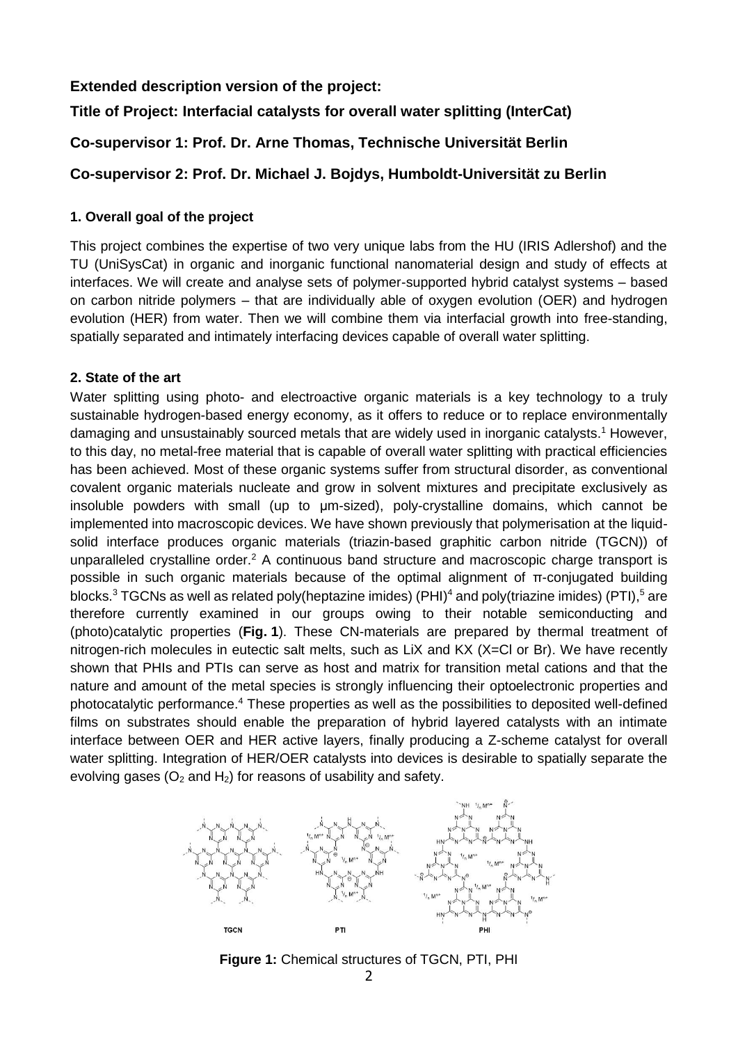**Extended description version of the project:**

**Title of Project: Interfacial catalysts for overall water splitting (InterCat)**

**Co-supervisor 1: Prof. Dr. Arne Thomas, Technische Universität Berlin**

**Co-supervisor 2: Prof. Dr. Michael J. Bojdys, Humboldt-Universität zu Berlin**

### 1. Overall goal of the project

This project combines the expertise of two very unique labs from the HU (IRIS Adlershof) and the TU (UniSysCat) in organic and inorganic functional nanomaterial design and study of effects at interfaces. We will create and analyse sets of polymer-supported hybrid catalyst systems – based on carbon nitride polymers – that are individually able of oxygen evolution (OER) and hydrogen evolution (HER) from water. Then we will combine them via interfacial growth into free-standing, spatially separated and intimately interfacing devices capable of overall water splitting.

### 2. State of the art

Water splitting using photo- and electroactive organic materials is a key technology to a truly sustainable hydrogen-based energy economy, as it offers to reduce or to replace environmentally damaging and unsustainably sourced metals that are widely used in inorganic catalysts.[1] However, to this day, no metal-free material that is capable of overall water splitting with practical efficiencies has been achieved. Most of these organic systems suffer from structural disorder, as conventional covalent organic materials nucleate and grow in solvent mixtures and precipitate exclusively as insoluble powders with small (up to µm-sized), poly-crystalline domains, which cannot be implemented into macroscopic devices. We have shown previously that polymerisation at the liquid-solid interface produces organic materials (triazin-based graphitic carbon nitride (TGCN)) of unparalleled crystalline order.[2] A continuous band structure and macroscopic charge transport is possible in such organic materials because of the optimal alignment of π-conjugated building blocks.[3] TGCNs as well as related poly(heptazine imides) (PHI)[4] and poly(triazine imides) (PTI),[5] are therefore currently examined in our groups owing to their notable semiconducting and (photo)catalytic properties (**Fig. 1**). These CN-materials are prepared by thermal treatment of nitrogen-rich molecules in eutectic salt melts, such as LiX and KX (X=Cl or Br). We have recently shown that PHIs and PTIs can serve as host and matrix for transition metal cations and that the nature and amount of the metal species is strongly influencing their optoelectronic properties and photocatalytic performance.[4] These properties as well as the possibilities to deposited well-defined films on substrates should enable the preparation of hybrid layered catalysts with an intimate interface between OER and HER active layers, finally producing a Z-scheme catalyst for overall water splitting. Integration of HER/OER catalysts into devices is desirable to spatially separate the evolving gases ($O_2$ and $H_2$) for reasons of usability and safety.

TGCN PTI PHI

**Figure 1:** Chemical structures of TGCN, PTI, PHI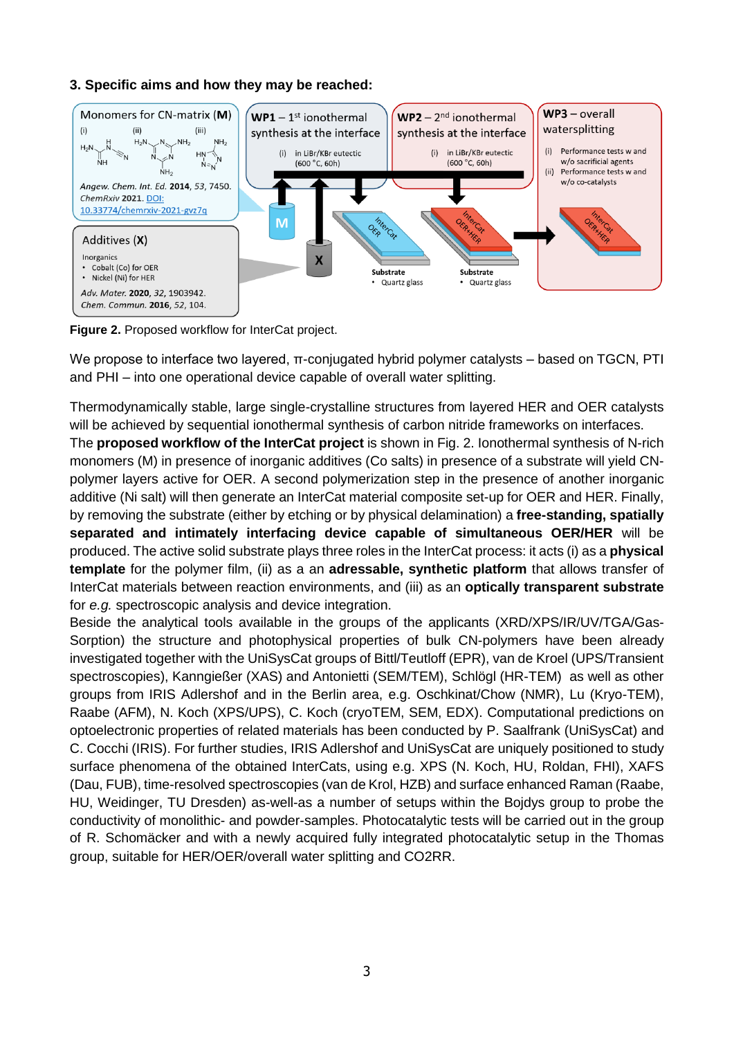### 3. Specific aims and how they may be reached:

Monomers for CN-matrix (M)

(i) (ii) (iii)

*Angew. Chem. Int. Ed.* **2014**, *53*, 7450.
*ChemRxiv* **2021**. DOI: 10.33774/chemrxiv-2021-gvz7q

Additives (X)

Inorganics
- Cobalt (Co) for OER
- Nickel (Ni) for HER

*Adv. Mater.* **2020**, *32*, 1903942.
*Chem. Commun.* **2016**, *52*, 104.

**WP1** – 1st ionothermal synthesis at the interface
(i) in LiBr/KBr eutectic (600 °C, 60h)

**WP2** – 2nd ionothermal synthesis at the interface
(i) in LiBr/KBr eutectic (600 °C, 60h)

**WP3** – overall watersplitting
(i) Performance tests w and w/o sacrificial agents
(ii) Performance tests w and w/o co-catalysts

M

X

InterCat OER

Substrate
- Quartz glass

InterCat OER+HER

Substrate
- Quartz glass

InterCat OER+HER

**Figure 2.** Proposed workflow for InterCat project.

We propose to interface two layered, π-conjugated hybrid polymer catalysts – based on TGCN, PTI and PHI – into one operational device capable of overall water splitting.

Thermodynamically stable, large single-crystalline structures from layered HER and OER catalysts will be achieved by sequential ionothermal synthesis of carbon nitride frameworks on interfaces. The **proposed workflow of the InterCat project** is shown in Fig. 2. Ionothermal synthesis of N-rich monomers (M) in presence of inorganic additives (Co salts) in presence of a substrate will yield CN-polymer layers active for OER. A second polymerization step in the presence of another inorganic additive (Ni salt) will then generate an InterCat material composite set-up for OER and HER. Finally, by removing the substrate (either by etching or by physical delamination) a **free-standing, spatially separated and intimately interfacing device capable of simultaneous OER/HER** will be produced. The active solid substrate plays three roles in the InterCat process: it acts (i) as a **physical template** for the polymer film, (ii) as a an **adressable, synthetic platform** that allows transfer of InterCat materials between reaction environments, and (iii) as an **optically transparent substrate** for *e.g.* spectroscopic analysis and device integration.
Beside the analytical tools available in the groups of the applicants (XRD/XPS/IR/UV/TGA/Gas-Sorption) the structure and photophysical properties of bulk CN-polymers have been already investigated together with the UniSysCat groups of Bittl/Teutloff (EPR), van de Kroel (UPS/Transient spectroscopies), Kanngießer (XAS) and Antonietti (SEM/TEM), Schlögl (HR-TEM) as well as other groups from IRIS Adlershof and in the Berlin area, e.g. Oschkinat/Chow (NMR), Lu (Kryo-TEM), Raabe (AFM), N. Koch (XPS/UPS), C. Koch (cryoTEM, SEM, EDX). Computational predictions on optoelectronic properties of related materials has been conducted by P. Saalfrank (UniSysCat) and C. Cocchi (IRIS). For further studies, IRIS Adlershof and UniSysCat are uniquely positioned to study surface phenomena of the obtained InterCats, using e.g. XPS (N. Koch, HU, Roldan, FHI), XAFS (Dau, FUB), time-resolved spectroscopies (van de Krol, HZB) and surface enhanced Raman (Raabe, HU, Weidinger, TU Dresden) as-well-as a number of setups within the Bojdys group to probe the conductivity of monolithic- and powder-samples. Photocatalytic tests will be carried out in the group of R. Schomäcker and with a newly acquired fully integrated photocatalytic setup in the Thomas group, suitable for HER/OER/overall water splitting and CO2RR.